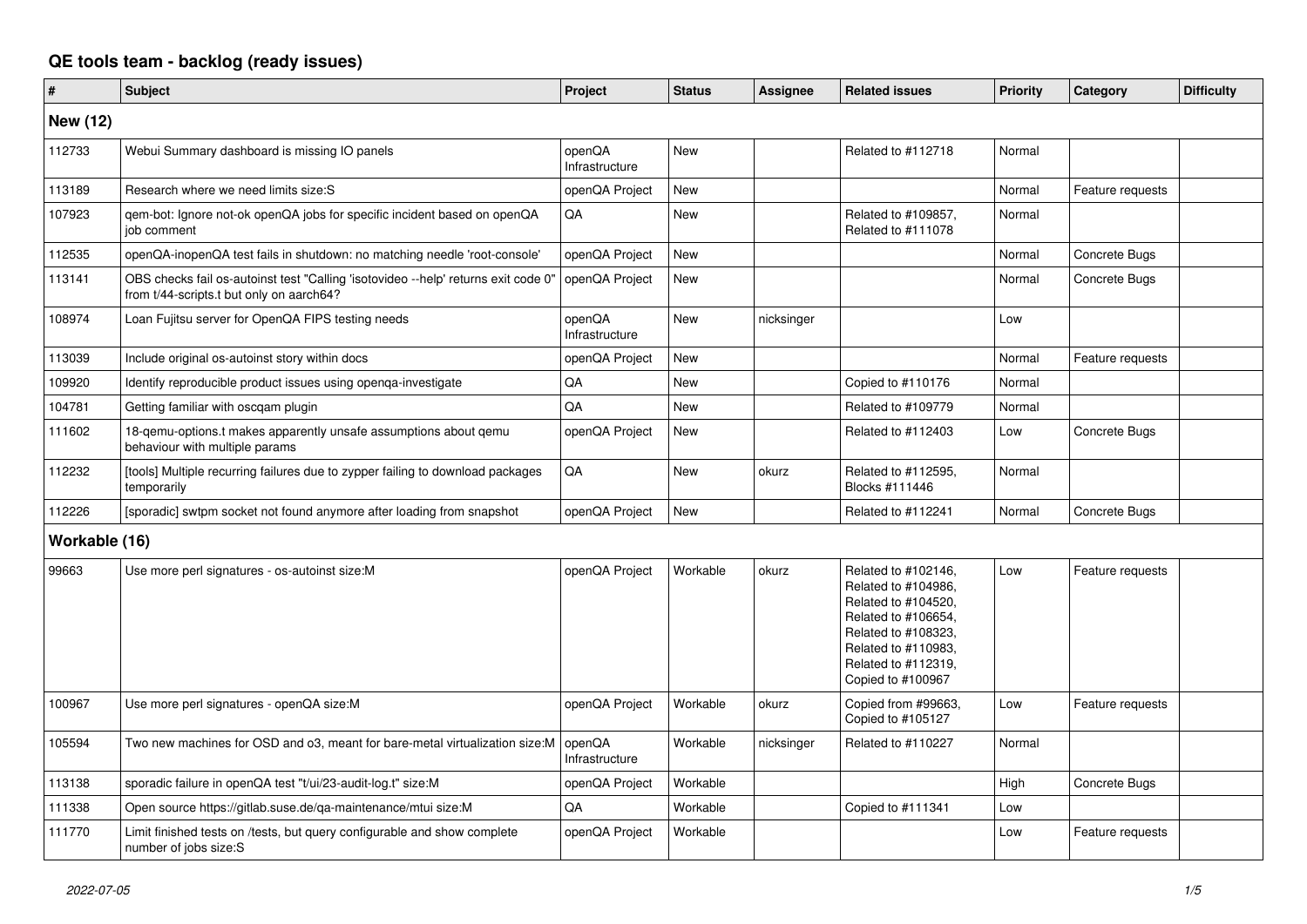# QE tools team - backlog (ready issues)

| # | Subject | Project | Status | Assignee | Related issues | Priority | Category | Difficulty |
|---|---|---|---|---|---|---|---|---|
| **New (12)** | | | | | | | | |
| 112733 | Webui Summary dashboard is missing IO panels | openQA Infrastructure | New | | Related to #112718 | Normal | | |
| 113189 | Research where we need limits size:S | openQA Project | New | | | Normal | Feature requests | |
| 107923 | qem-bot: Ignore not-ok openQA jobs for specific incident based on openQA job comment | QA | New | | Related to #109857, Related to #111078 | Normal | | |
| 112535 | openQA-inopenQA test fails in shutdown: no matching needle 'root-console' | openQA Project | New | | | Normal | Concrete Bugs | |
| 113141 | OBS checks fail os-autoinst test "Calling 'isotovideo --help' returns exit code 0" from t/44-scripts.t but only on aarch64? | openQA Project | New | | | Normal | Concrete Bugs | |
| 108974 | Loan Fujitsu server for OpenQA FIPS testing needs | openQA Infrastructure | New | nicksinger | | Low | | |
| 113039 | Include original os-autoinst story within docs | openQA Project | New | | | Normal | Feature requests | |
| 109920 | Identify reproducible product issues using openqa-investigate | QA | New | | Copied to #110176 | Normal | | |
| 104781 | Getting familiar with oscqam plugin | QA | New | | Related to #109779 | Normal | | |
| 111602 | 18-qemu-options.t makes apparently unsafe assumptions about qemu behaviour with multiple params | openQA Project | New | | Related to #112403 | Low | Concrete Bugs | |
| 112232 | [tools] Multiple recurring failures due to zypper failing to download packages temporarily | QA | New | okurz | Related to #112595, Blocks #111446 | Normal | | |
| 112226 | [sporadic] swtpm socket not found anymore after loading from snapshot | openQA Project | New | | Related to #112241 | Normal | Concrete Bugs | |
| **Workable (16)** | | | | | | | | |
| 99663 | Use more perl signatures - os-autoinst size:M | openQA Project | Workable | okurz | Related to #102146, Related to #104986, Related to #104520, Related to #106654, Related to #108323, Related to #110983, Related to #112319, Copied to #100967 | Low | Feature requests | |
| 100967 | Use more perl signatures - openQA size:M | openQA Project | Workable | okurz | Copied from #99663, Copied to #105127 | Low | Feature requests | |
| 105594 | Two new machines for OSD and o3, meant for bare-metal virtualization size:M | openQA Infrastructure | Workable | nicksinger | Related to #110227 | Normal | | |
| 113138 | sporadic failure in openQA test "t/ui/23-audit-log.t" size:M | openQA Project | Workable | | | High | Concrete Bugs | |
| 111338 | Open source https://gitlab.suse.de/qa-maintenance/mtui size:M | QA | Workable | | Copied to #111341 | Low | | |
| 111770 | Limit finished tests on /tests, but query configurable and show complete number of jobs size:S | openQA Project | Workable | | | Low | Feature requests | |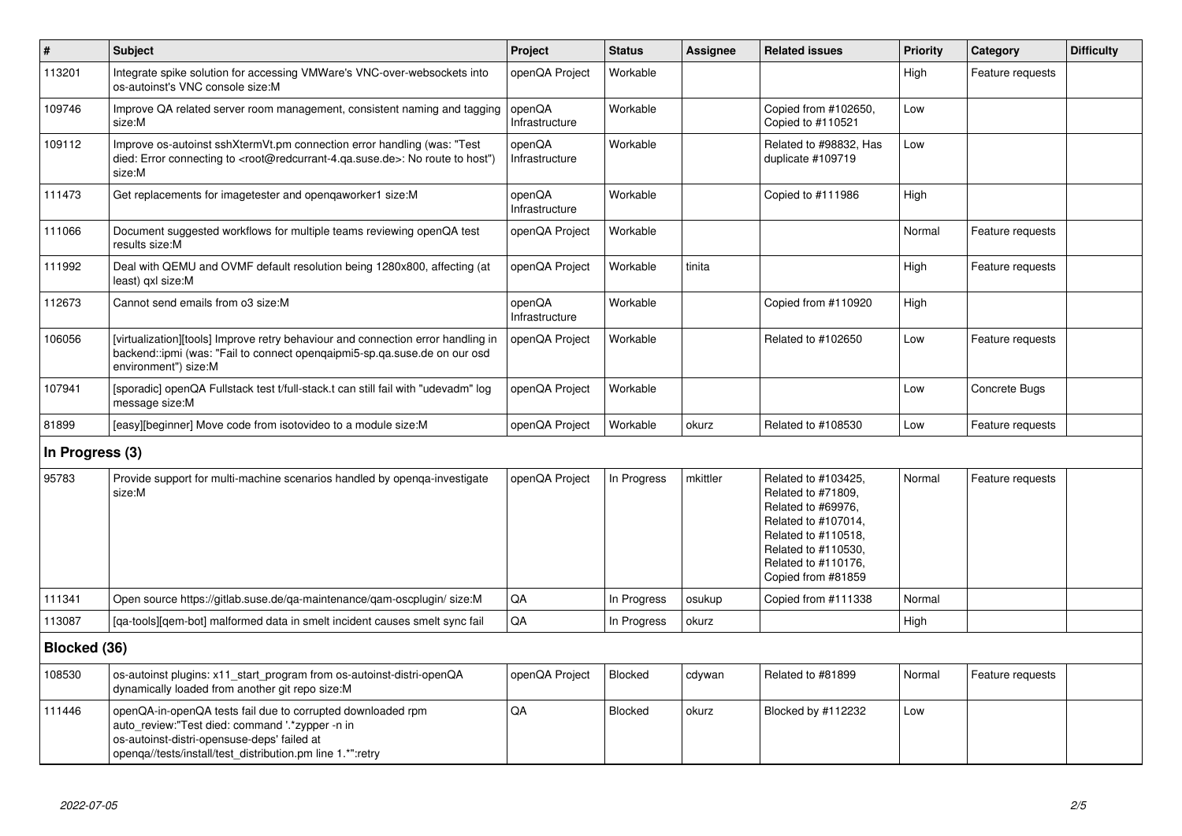| # | Subject | Project | Status | Assignee | Related issues | Priority | Category | Difficulty |
|---|---|---|---|---|---|---|---|---|
| 113201 | Integrate spike solution for accessing VMWare's VNC-over-websockets into os-autoinst's VNC console size:M | openQA Project | Workable | | | High | Feature requests | |
| 109746 | Improve QA related server room management, consistent naming and tagging size:M | openQA Infrastructure | Workable | | Copied from #102650, Copied to #110521 | Low | | |
| 109112 | Improve os-autoinst sshXtermVt.pm connection error handling (was: "Test died: Error connecting to <root@redcurrant-4.qa.suse.de>: No route to host") size:M | openQA Infrastructure | Workable | | Related to #98832, Has duplicate #109719 | Low | | |
| 111473 | Get replacements for imagetester and openqaworker1 size:M | openQA Infrastructure | Workable | | Copied to #111986 | High | | |
| 111066 | Document suggested workflows for multiple teams reviewing openQA test results size:M | openQA Project | Workable | | | Normal | Feature requests | |
| 111992 | Deal with QEMU and OVMF default resolution being 1280x800, affecting (at least) qxl size:M | openQA Project | Workable | tinita | | High | Feature requests | |
| 112673 | Cannot send emails from o3 size:M | openQA Infrastructure | Workable | | Copied from #110920 | High | | |
| 106056 | [virtualization][tools] Improve retry behaviour and connection error handling in backend::ipmi (was: "Fail to connect openqaipmi5-sp.qa.suse.de on our osd environment") size:M | openQA Project | Workable | | Related to #102650 | Low | Feature requests | |
| 107941 | [sporadic] openQA Fullstack test t/full-stack.t can still fail with "udevadm" log message size:M | openQA Project | Workable | | | Low | Concrete Bugs | |
| 81899 | [easy][beginner] Move code from isotovideo to a module size:M | openQA Project | Workable | okurz | Related to #108530 | Low | Feature requests | |
| **In Progress (3)** | | | | | | | | |
| 95783 | Provide support for multi-machine scenarios handled by openqa-investigate size:M | openQA Project | In Progress | mkittler | Related to #103425, Related to #71809, Related to #69976, Related to #107014, Related to #110518, Related to #110530, Related to #110176, Copied from #81859 | Normal | Feature requests | |
| 111341 | Open source https://gitlab.suse.de/qa-maintenance/qam-oscplugin/ size:M | QA | In Progress | osukup | Copied from #111338 | Normal | | |
| 113087 | [qa-tools][qem-bot] malformed data in smelt incident causes smelt sync fail | QA | In Progress | okurz | | High | | |
| **Blocked (36)** | | | | | | | | |
| 108530 | os-autoinst plugins: x11_start_program from os-autoinst-distri-openQA dynamically loaded from another git repo size:M | openQA Project | Blocked | cdywan | Related to #81899 | Normal | Feature requests | |
| 111446 | openQA-in-openQA tests fail due to corrupted downloaded rpm auto_review:"Test died: command '.*zypper -n in os-autoinst-distri-opensuse-deps' failed at openqa//tests/install/test_distribution.pm line 1.*":retry | QA | Blocked | okurz | Blocked by #112232 | Low | | |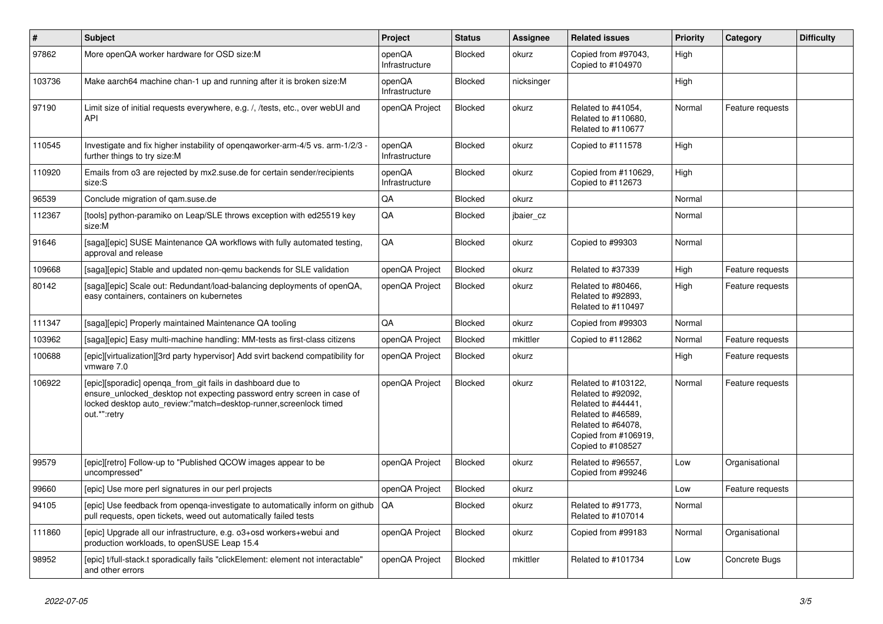| # | Subject | Project | Status | Assignee | Related issues | Priority | Category | Difficulty |
|---|---|---|---|---|---|---|---|---|
| 97862 | More openQA worker hardware for OSD size:M | openQA Infrastructure | Blocked | okurz | Copied from #97043, Copied to #104970 | High | | |
| 103736 | Make aarch64 machine chan-1 up and running after it is broken size:M | openQA Infrastructure | Blocked | nicksinger | | High | | |
| 97190 | Limit size of initial requests everywhere, e.g. /, /tests, etc., over webUI and API | openQA Project | Blocked | okurz | Related to #41054, Related to #110680, Related to #110677 | Normal | Feature requests | |
| 110545 | Investigate and fix higher instability of openqaworker-arm-4/5 vs. arm-1/2/3 - further things to try size:M | openQA Infrastructure | Blocked | okurz | Copied to #111578 | High | | |
| 110920 | Emails from o3 are rejected by mx2.suse.de for certain sender/recipients size:S | openQA Infrastructure | Blocked | okurz | Copied from #110629, Copied to #112673 | High | | |
| 96539 | Conclude migration of qam.suse.de | QA | Blocked | okurz | | Normal | | |
| 112367 | [tools] python-paramiko on Leap/SLE throws exception with ed25519 key size:M | QA | Blocked | jbaier_cz | | Normal | | |
| 91646 | [saga][epic] SUSE Maintenance QA workflows with fully automated testing, approval and release | QA | Blocked | okurz | Copied to #99303 | Normal | | |
| 109668 | [saga][epic] Stable and updated non-qemu backends for SLE validation | openQA Project | Blocked | okurz | Related to #37339 | High | Feature requests | |
| 80142 | [saga][epic] Scale out: Redundant/load-balancing deployments of openQA, easy containers, containers on kubernetes | openQA Project | Blocked | okurz | Related to #80466, Related to #92893, Related to #110497 | High | Feature requests | |
| 111347 | [saga][epic] Properly maintained Maintenance QA tooling | QA | Blocked | okurz | Copied from #99303 | Normal | | |
| 103962 | [saga][epic] Easy multi-machine handling: MM-tests as first-class citizens | openQA Project | Blocked | mkittler | Copied to #112862 | Normal | Feature requests | |
| 100688 | [epic][virtualization][3rd party hypervisor] Add svirt backend compatibility for vmware 7.0 | openQA Project | Blocked | okurz | | High | Feature requests | |
| 106922 | [epic][sporadic] openqa_from_git fails in dashboard due to ensure_unlocked_desktop not expecting password entry screen in case of locked desktop auto_review:"match=desktop-runner,screenlock timed out.*":retry | openQA Project | Blocked | okurz | Related to #103122, Related to #92092, Related to #44441, Related to #46589, Related to #64078, Copied from #106919, Copied to #108527 | Normal | Feature requests | |
| 99579 | [epic][retro] Follow-up to "Published QCOW images appear to be uncompressed" | openQA Project | Blocked | okurz | Related to #96557, Copied from #99246 | Low | Organisational | |
| 99660 | [epic] Use more perl signatures in our perl projects | openQA Project | Blocked | okurz | | Low | Feature requests | |
| 94105 | [epic] Use feedback from openqa-investigate to automatically inform on github pull requests, open tickets, weed out automatically failed tests | QA | Blocked | okurz | Related to #91773, Related to #107014 | Normal | | |
| 111860 | [epic] Upgrade all our infrastructure, e.g. o3+osd workers+webui and production workloads, to openSUSE Leap 15.4 | openQA Project | Blocked | okurz | Copied from #99183 | Normal | Organisational | |
| 98952 | [epic] t/full-stack.t sporadically fails "clickElement: element not interactable" and other errors | openQA Project | Blocked | mkittler | Related to #101734 | Low | Concrete Bugs | |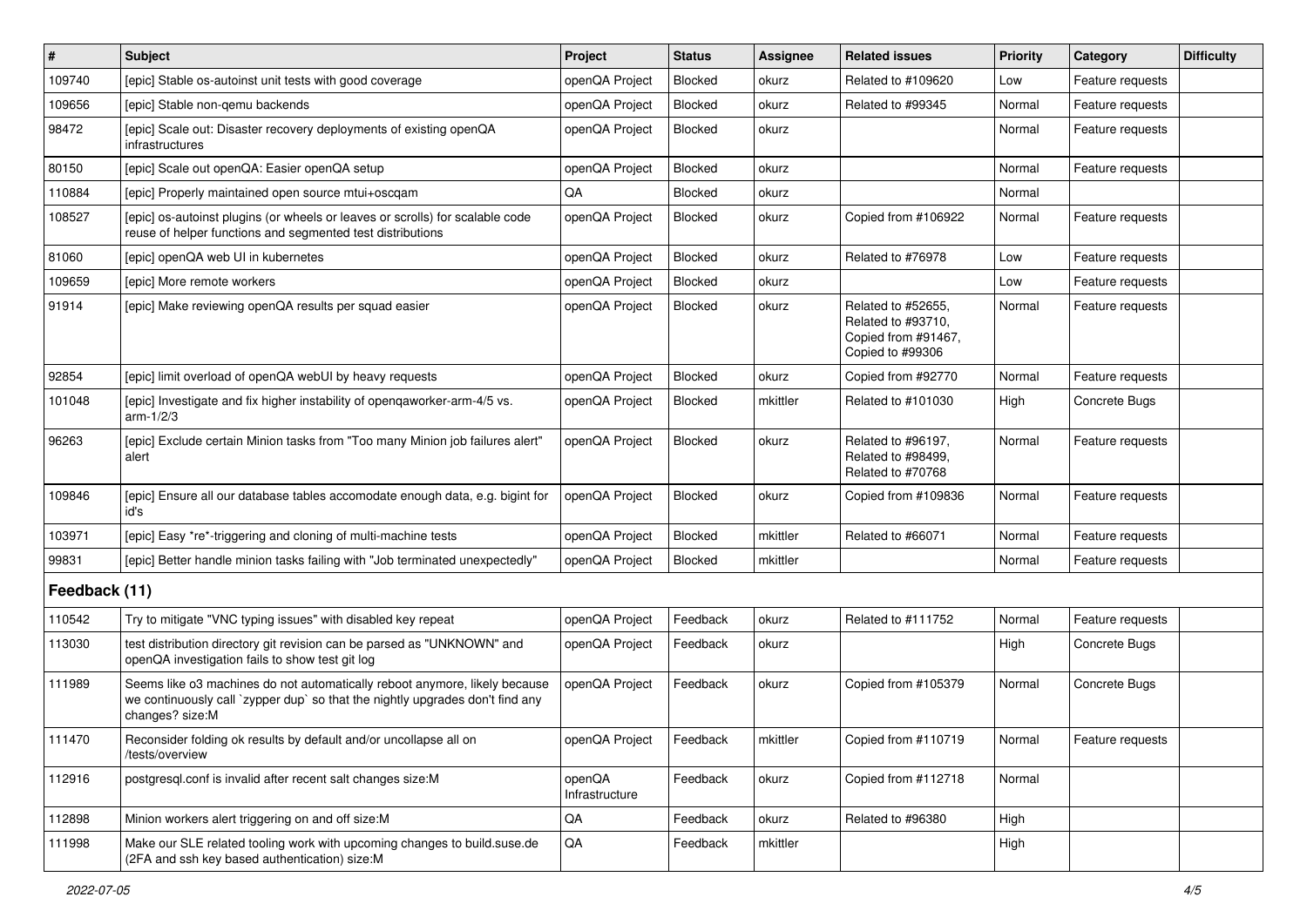| # | Subject | Project | Status | Assignee | Related issues | Priority | Category | Difficulty |
|---|---|---|---|---|---|---|---|---|
| 109740 | [epic] Stable os-autoinst unit tests with good coverage | openQA Project | Blocked | okurz | Related to #109620 | Low | Feature requests | |
| 109656 | [epic] Stable non-qemu backends | openQA Project | Blocked | okurz | Related to #99345 | Normal | Feature requests | |
| 98472 | [epic] Scale out: Disaster recovery deployments of existing openQA infrastructures | openQA Project | Blocked | okurz | | Normal | Feature requests | |
| 80150 | [epic] Scale out openQA: Easier openQA setup | openQA Project | Blocked | okurz | | Normal | Feature requests | |
| 110884 | [epic] Properly maintained open source mtui+oscqam | QA | Blocked | okurz | | Normal | | |
| 108527 | [epic] os-autoinst plugins (or wheels or leaves or scrolls) for scalable code reuse of helper functions and segmented test distributions | openQA Project | Blocked | okurz | Copied from #106922 | Normal | Feature requests | |
| 81060 | [epic] openQA web UI in kubernetes | openQA Project | Blocked | okurz | Related to #76978 | Low | Feature requests | |
| 109659 | [epic] More remote workers | openQA Project | Blocked | okurz | | Low | Feature requests | |
| 91914 | [epic] Make reviewing openQA results per squad easier | openQA Project | Blocked | okurz | Related to #52655, Related to #93710, Copied from #91467, Copied to #99306 | Normal | Feature requests | |
| 92854 | [epic] limit overload of openQA webUI by heavy requests | openQA Project | Blocked | okurz | Copied from #92770 | Normal | Feature requests | |
| 101048 | [epic] Investigate and fix higher instability of openqaworker-arm-4/5 vs. arm-1/2/3 | openQA Project | Blocked | mkittler | Related to #101030 | High | Concrete Bugs | |
| 96263 | [epic] Exclude certain Minion tasks from "Too many Minion job failures alert" alert | openQA Project | Blocked | okurz | Related to #96197, Related to #98499, Related to #70768 | Normal | Feature requests | |
| 109846 | [epic] Ensure all our database tables accomodate enough data, e.g. bigint for id's | openQA Project | Blocked | okurz | Copied from #109836 | Normal | Feature requests | |
| 103971 | [epic] Easy *re*-triggering and cloning of multi-machine tests | openQA Project | Blocked | mkittler | Related to #66071 | Normal | Feature requests | |
| 99831 | [epic] Better handle minion tasks failing with "Job terminated unexpectedly" | openQA Project | Blocked | mkittler | | Normal | Feature requests | |
| **Feedback (11)** | | | | | | | | |
| 110542 | Try to mitigate "VNC typing issues" with disabled key repeat | openQA Project | Feedback | okurz | Related to #111752 | Normal | Feature requests | |
| 113030 | test distribution directory git revision can be parsed as "UNKNOWN" and openQA investigation fails to show test git log | openQA Project | Feedback | okurz | | High | Concrete Bugs | |
| 111989 | Seems like o3 machines do not automatically reboot anymore, likely because we continuously call `zypper dup` so that the nightly upgrades don't find any changes? size:M | openQA Project | Feedback | okurz | Copied from #105379 | Normal | Concrete Bugs | |
| 111470 | Reconsider folding ok results by default and/or uncollapse all on /tests/overview | openQA Project | Feedback | mkittler | Copied from #110719 | Normal | Feature requests | |
| 112916 | postgresql.conf is invalid after recent salt changes size:M | openQA Infrastructure | Feedback | okurz | Copied from #112718 | Normal | | |
| 112898 | Minion workers alert triggering on and off size:M | QA | Feedback | okurz | Related to #96380 | High | | |
| 111998 | Make our SLE related tooling work with upcoming changes to build.suse.de (2FA and ssh key based authentication) size:M | QA | Feedback | mkittler | | High | | |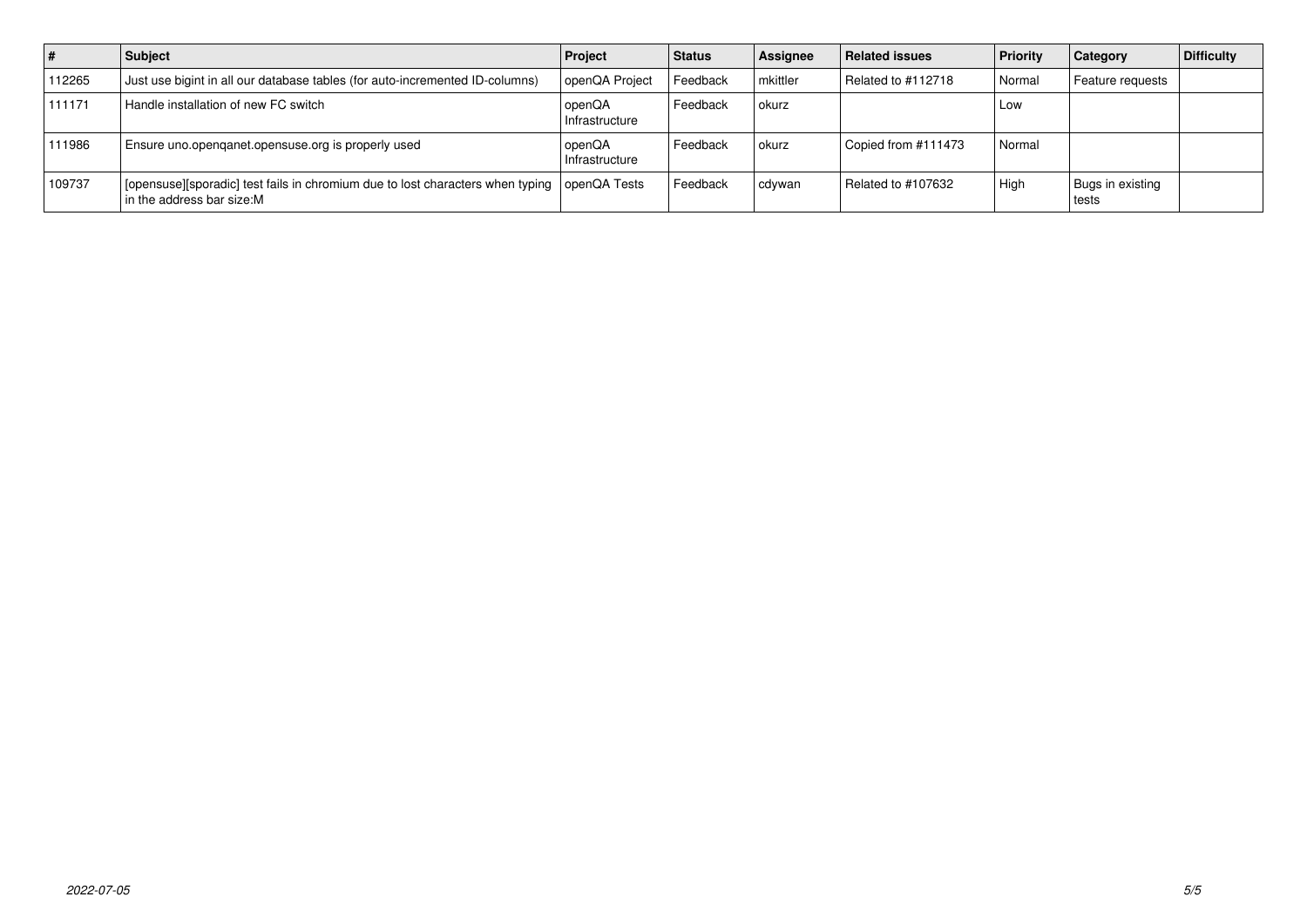| # | Subject | Project | Status | Assignee | Related issues | Priority | Category | Difficulty |
|---|---|---|---|---|---|---|---|---|
| 112265 | Just use bigint in all our database tables (for auto-incremented ID-columns) | openQA Project | Feedback | mkittler | Related to #112718 | Normal | Feature requests | |
| 111171 | Handle installation of new FC switch | openQA Infrastructure | Feedback | okurz | | Low | | |
| 111986 | Ensure uno.openqanet.opensuse.org is properly used | openQA Infrastructure | Feedback | okurz | Copied from #111473 | Normal | | |
| 109737 | [opensuse][sporadic] test fails in chromium due to lost characters when typing in the address bar size:M | openQA Tests | Feedback | cdywan | Related to #107632 | High | Bugs in existing tests | |

*2022-07-05*